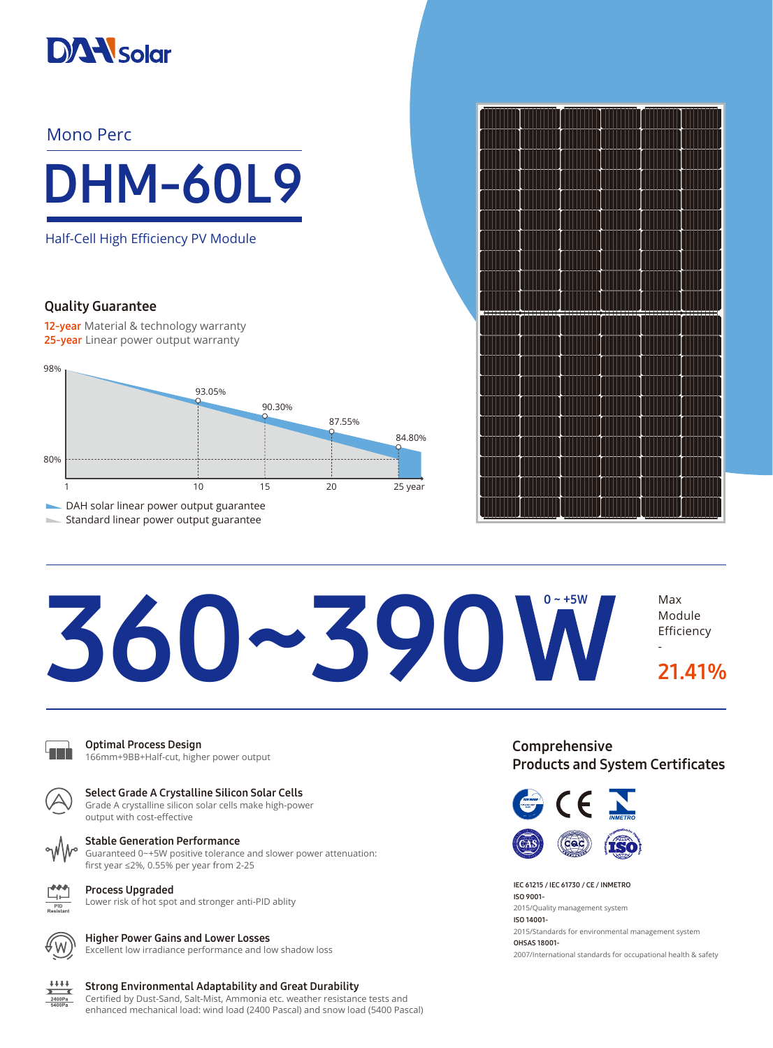DAH solar

Mono Perc

# DHM-60L9

Half-Cell High Efficiency PV Module

## Quality Guarantee

**12-year** Material & technology warranty
**25-year** Linear power output warranty

98%

93.05%

90.30%

87.55%

84.80%

80%

1 10 15 20 25 year

DAH solar linear power output guarantee
Standard linear power output guarantee

# 360~390W

0 ~ +5W

Max Module Efficiency - **21.41%**

### Optimal Process Design

166mm+9BB+Half-cut, higher power output

### Select Grade A Crystalline Silicon Solar Cells

Grade A crystalline silicon solar cells make high-power output with cost-effective

### Stable Generation Performance

Guaranteed 0~+5W positive tolerance and slower power attenuation: first year ≤2%, 0.55% per year from 2-25

### Process Upgraded

Lower risk of hot spot and stronger anti-PID ablity

### Higher Power Gains and Lower Losses

Excellent low irradiance performance and low shadow loss

### Strong Environmental Adaptability and Great Durability

Certified by Dust-Sand, Salt-Mist, Ammonia etc. weather resistance tests and enhanced mechanical load: wind load (2400 Pascal) and snow load (5400 Pascal)

## Comprehensive Products and System Certificates

**IEC 61215 / IEC 61730 / CE / INMETRO**

**ISO 9001-**
2015/Quality management system

**ISO 14001-**
2015/Standards for environmental management system

**OHSAS 18001-**
2007/International standards for occupational health & safety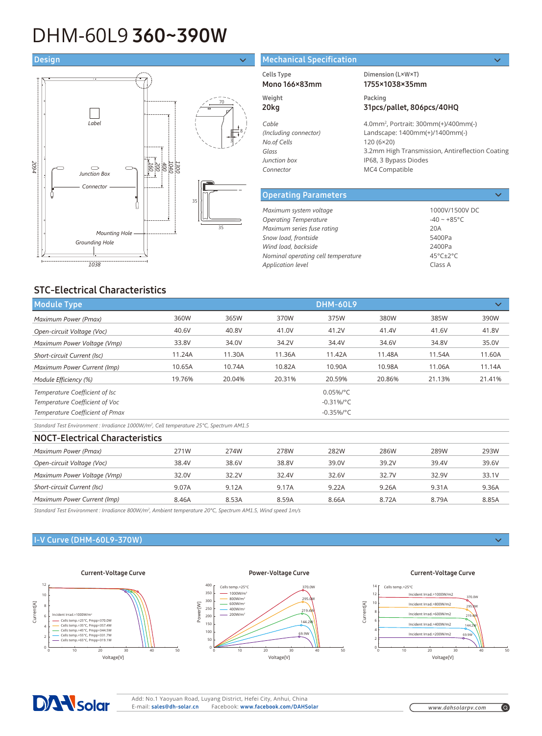# DHM-60L9 **360~390W**

## Design

Label

Junction Box

Connector

Mounting Hole

Grounding Hole

2094

1038

1300

1040

400

200

160

70

8

3

35

35

## Mechanical Specification

| | |
|---|---|
| Cells Type | Dimension (L×W×T) |
| **Mono 166×83mm** | **1755×1038×35mm** |
| Weight | Packing |
| **20kg** | **31pcs/pallet, 806pcs/40HQ** |

| | |
|---|---|
| *Cable (Including connector)* | 4.0mm², Portrait: 300mm(+)/400mm(-) Landscape: 1400mm(+)/1400mm(-) |
| *No.of Cells* | 120 (6×20) |
| *Glass* | 3.2mm High Transmission, Antireflection Coating |
| *Junction box* | IP68, 3 Bypass Diodes |
| *Connector* | MC4 Compatible |

## Operating Parameters

| | |
|---|---|
| *Maximum system voltage* | 1000V/1500V DC |
| *Operating Temperature* | -40 ~ +85°C |
| *Maximum series fuse rating* | 20A |
| *Snow load, frontside* | 5400Pa |
| *Wind load, backside* | 2400Pa |
| *Nominal operating cell temperature* | 45°C±2°C |
| *Application level* | Class A |

## STC-Electrical Characteristics

| Module Type | DHM-60L9 | | | | | | |
|---|---|---|---|---|---|---|---|
| *Maximum Power (Pmax)* | 360W | 365W | 370W | 375W | 380W | 385W | 390W |
| *Open-circuit Voltage (Voc)* | 40.6V | 40.8V | 41.0V | 41.2V | 41.4V | 41.6V | 41.8V |
| *Maximum Power Voltage (Vmp)* | 33.8V | 34.0V | 34.2V | 34.4V | 34.6V | 34.8V | 35.0V |
| *Short-circuit Current (Isc)* | 11.24A | 11.30A | 11.36A | 11.42A | 11.48A | 11.54A | 11.60A |
| *Maximum Power Current (Imp)* | 10.65A | 10.74A | 10.82A | 10.90A | 10.98A | 11.06A | 11.14A |
| *Module Efficiency (%)* | 19.76% | 20.04% | 20.31% | 20.59% | 20.86% | 21.13% | 21.41% |
| *Temperature Coefficient of Isc* | 0.05%/°C | | | | | | |
| *Temperature Coefficient of Voc* | -0.31%/°C | | | | | | |
| *Temperature Coefficient of Pmax* | -0.35%/°C | | | | | | |

*Standard Test Environment : Irradiance 1000W/m², Cell temperature 25°C, Spectrum AM1.5*

## NOCT-Electrical Characteristics

| | | | | | | | |
|---|---|---|---|---|---|---|---|
| *Maximum Power (Pmax)* | 271W | 274W | 278W | 282W | 286W | 289W | 293W |
| *Open-circuit Voltage (Voc)* | 38.4V | 38.6V | 38.8V | 39.0V | 39.2V | 39.4V | 39.6V |
| *Maximum Power Voltage (Vmp)* | 32.0V | 32.2V | 32.4V | 32.6V | 32.7V | 32.9V | 33.1V |
| *Short-circuit Current (Isc)* | 9.07A | 9.12A | 9.17A | 9.22A | 9.26A | 9.31A | 9.36A |
| *Maximum Power Current (Imp)* | 8.46A | 8.53A | 8.59A | 8.66A | 8.72A | 8.79A | 8.85A |

*Standard Test Environment : Irradiance 800W/m², Ambient temperature 20°C, Spectrum AM1.5, Wind speed 1m/s*

## I-V Curve (DHM-60L9-370W)

**Current-Voltage Curve**

Current[A]

Voltage[V]

Incident Irrad.=1000W/m²

Cells temp.=25°C, Pmpp=370.0W

Cells temp.=35°C, Pmpp=357.4W

Cells temp.=45°C, Pmpp=344.5W

Cells temp.=55°C, Pmpp=331.7W

Cells temp.=65°C, Pmpp=319.1W

**Power-Voltage Curve**

Power[W]

Voltage[V]

Cells temp.=25°C

1000W/m²

800W/m²

600W/m²

400W/m²

200W/m²

370.0W

295.0W

219.4W

144.2W

69.9W

**Current-Voltage Curve**

Current[A]

Voltage[V]

Cells temp.=25°C

Incident Irrad.=1000W/m2

Incident Irrad.=800W/m2

Incident Irrad.=600W/m2

Incident Irrad.=400W/m2

Incident Irrad.=200W/m2

370.0W

295.0W

219.4W

144.2W

69.9W

DAH solar

Add: No.1 Yaoyuan Road, Luyang District, Hefei City, Anhui, China

E-mail: sales@dh-solar.cn Facebook: www.facebook.com/DAHSolar

www.dahsolarpv.com